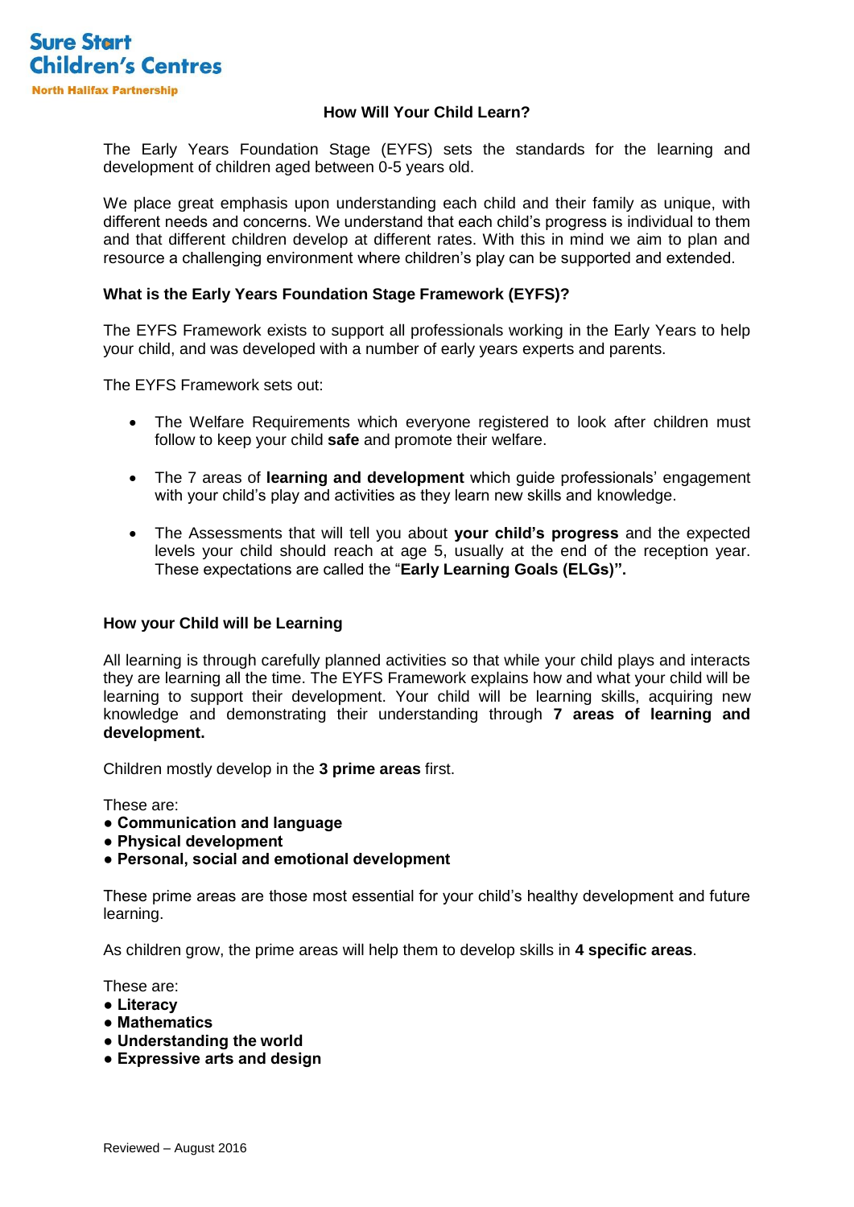Sure Start Children's Centres
North Halifax Partnership

# How Will Your Child Learn?

The Early Years Foundation Stage (EYFS) sets the standards for the learning and development of children aged between 0-5 years old.

We place great emphasis upon understanding each child and their family as unique, with different needs and concerns. We understand that each child's progress is individual to them and that different children develop at different rates. With this in mind we aim to plan and resource a challenging environment where children's play can be supported and extended.

## What is the Early Years Foundation Stage Framework (EYFS)?

The EYFS Framework exists to support all professionals working in the Early Years to help your child, and was developed with a number of early years experts and parents.

The EYFS Framework sets out:

- The Welfare Requirements which everyone registered to look after children must follow to keep your child **safe** and promote their welfare.
- The 7 areas of **learning and development** which guide professionals' engagement with your child's play and activities as they learn new skills and knowledge.
- The Assessments that will tell you about **your child's progress** and the expected levels your child should reach at age 5, usually at the end of the reception year. These expectations are called the "**Early Learning Goals (ELGs)".**

## How your Child will be Learning

All learning is through carefully planned activities so that while your child plays and interacts they are learning all the time. The EYFS Framework explains how and what your child will be learning to support their development. Your child will be learning skills, acquiring new knowledge and demonstrating their understanding through **7 areas of learning and development.**

Children mostly develop in the **3 prime areas** first.

These are:
- **Communication and language**
- **Physical development**
- **Personal, social and emotional development**

These prime areas are those most essential for your child's healthy development and future learning.

As children grow, the prime areas will help them to develop skills in **4 specific areas**.

These are:
- **Literacy**
- **Mathematics**
- **Understanding the world**
- **Expressive arts and design**

Reviewed – August 2016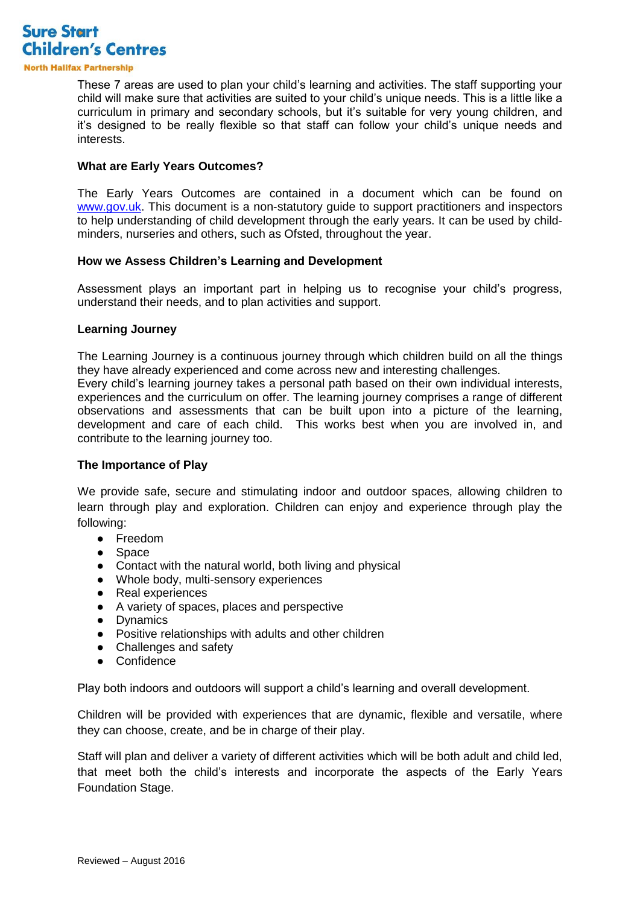These 7 areas are used to plan your child's learning and activities. The staff supporting your child will make sure that activities are suited to your child's unique needs. This is a little like a curriculum in primary and secondary schools, but it's suitable for very young children, and it's designed to be really flexible so that staff can follow your child's unique needs and interests.

**What are Early Years Outcomes?**

The Early Years Outcomes are contained in a document which can be found on [www.gov.uk](http://www.gov.uk). This document is a non-statutory guide to support practitioners and inspectors to help understanding of child development through the early years. It can be used by child-minders, nurseries and others, such as Ofsted, throughout the year.

**How we Assess Children's Learning and Development**

Assessment plays an important part in helping us to recognise your child's progress, understand their needs, and to plan activities and support.

**Learning Journey**

The Learning Journey is a continuous journey through which children build on all the things they have already experienced and come across new and interesting challenges.
Every child's learning journey takes a personal path based on their own individual interests, experiences and the curriculum on offer. The learning journey comprises a range of different observations and assessments that can be built upon into a picture of the learning, development and care of each child. This works best when you are involved in, and contribute to the learning journey too.

**The Importance of Play**

We provide safe, secure and stimulating indoor and outdoor spaces, allowing children to learn through play and exploration. Children can enjoy and experience through play the following:

- Freedom
- Space
- Contact with the natural world, both living and physical
- Whole body, multi-sensory experiences
- Real experiences
- A variety of spaces, places and perspective
- Dynamics
- Positive relationships with adults and other children
- Challenges and safety
- Confidence

Play both indoors and outdoors will support a child's learning and overall development.

Children will be provided with experiences that are dynamic, flexible and versatile, where they can choose, create, and be in charge of their play.

Staff will plan and deliver a variety of different activities which will be both adult and child led, that meet both the child's interests and incorporate the aspects of the Early Years Foundation Stage.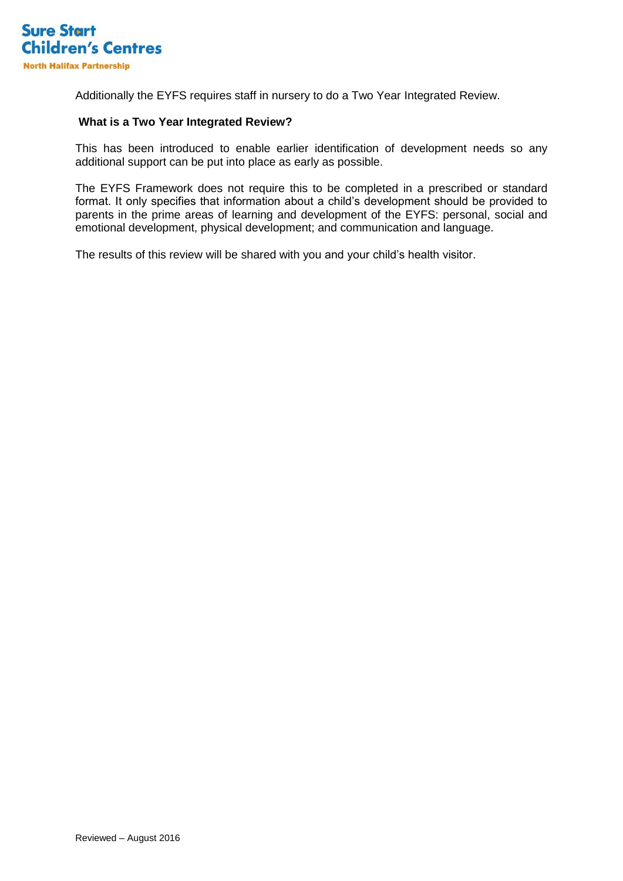Additionally the EYFS requires staff in nursery to do a Two Year Integrated Review.

**What is a Two Year Integrated Review?**

This has been introduced to enable earlier identification of development needs so any additional support can be put into place as early as possible.

The EYFS Framework does not require this to be completed in a prescribed or standard format. It only specifies that information about a child's development should be provided to parents in the prime areas of learning and development of the EYFS: personal, social and emotional development, physical development; and communication and language.

The results of this review will be shared with you and your child's health visitor.

Reviewed – August 2016